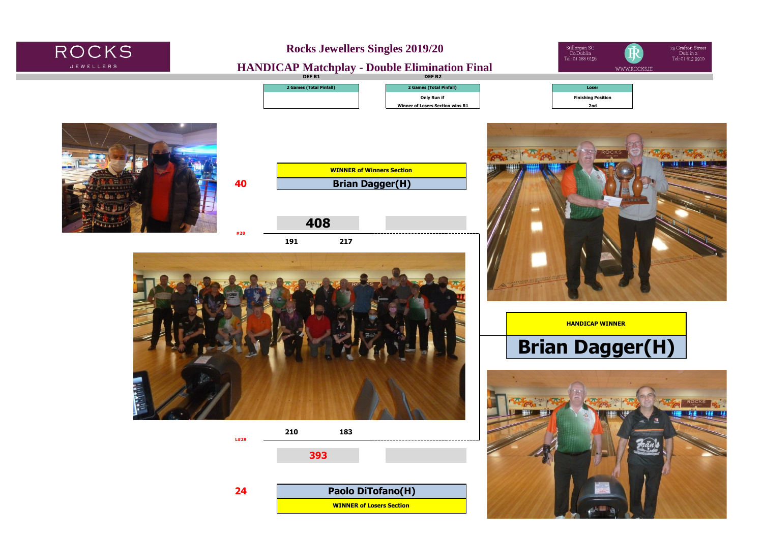# Rocks Jewellers Singles 2019/20

## HANDICAP Matchplay - Double Elimination Final

ROCKS JEWELLERS

Stillorgan SC Co.Dublin Tel: 01 288 6156

73 Grafton Street Dublin 2 Tel: 01 613 9910

WWW.ROCKS.IE

| DEF R1 | DEF R2 | Loser |
|---|---|---|
| 2 Games (Total Pinfall) | 2 Games (Total Pinfall) | Finishing Position |
| | Only Run if Winner of Losers Section wins R1 | 2nd |

**WINNER of Winners Section**

40 — **Brian Dagger(H)**

#28

| | Game 1 | Game 2 | Total |
|---|---|---|---|
| Brian Dagger(H) | 191 | 217 | 408 |
| Paolo DiTofano(H) | 210 | 183 | 393 |

L#29

24 — **Paolo DiTofano(H)**

**WINNER of Losers Section**

**HANDICAP WINNER**

# Brian Dagger(H)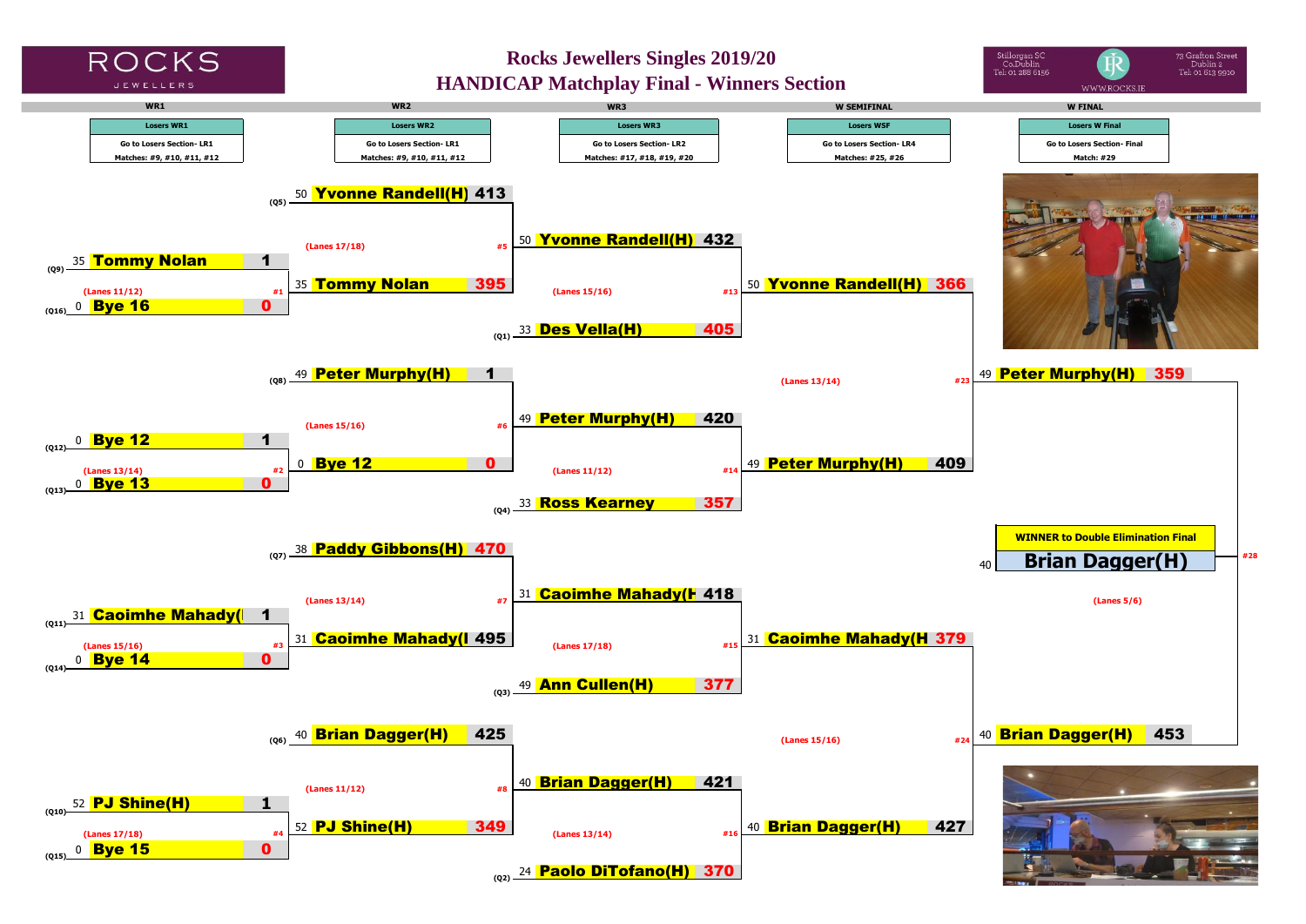# Rocks Jewellers Singles 2019/20

## HANDICAP Matchplay Final - Winners Section

ROCKS JEWELLERS

Stillorgan SC Co.Dublin Tel: 01 288 6156 — 73 Grafton Street Dublin 2 Tel: 01 613 9910 — WWW.ROCKS.IE

| WR1 | WR2 | WR3 | W SEMIFINAL | W FINAL |
|---|---|---|---|---|
| Losers WR1 | Losers WR2 | Losers WR3 | Losers WSF | Losers W Final |
| Go to Losers Section- LR1 | Go to Losers Section- LR1 | Go to Losers Section- LR2 | Go to Losers Section- LR4 | Go to Losers Section- Final |
| Matches: #9, #10, #11, #12 | Matches: #9, #10, #11, #12 | Matches: #17, #18, #19, #20 | Matches: #25, #26 | Match: #29 |

### WR1

| Match | Lanes | Seed | Hcp | Player | Score |
|---|---|---|---|---|---|
| #1 | Lanes 11/12 | (Q9) | 35 | Tommy Nolan | 1 |
| | | (Q16) | 0 | Bye 16 | 0 |
| #2 | Lanes 13/14 | (Q12) | 0 | Bye 12 | 1 |
| | | (Q13) | 0 | Bye 13 | 0 |
| #3 | Lanes 15/16 | (Q11) | 31 | Caoimhe Mahady( | 1 |
| | | (Q14) | 0 | Bye 14 | 0 |
| #4 | Lanes 17/18 | (Q10) | 52 | PJ Shine(H) | 1 |
| | | (Q15) | 0 | Bye 15 | 0 |

### WR2

| Match | Lanes | Seed | Hcp | Player | Score |
|---|---|---|---|---|---|
| #5 | Lanes 17/18 | (Q5) | 50 | Yvonne Randell(H) | 413 |
| | | | 35 | Tommy Nolan | 395 |
| #6 | Lanes 15/16 | (Q8) | 49 | Peter Murphy(H) | 1 |
| | | | 0 | Bye 12 | 0 |
| #7 | Lanes 13/14 | (Q7) | 38 | Paddy Gibbons(H) | 470 |
| | | | 31 | Caoimhe Mahady(I | 495 |
| #8 | Lanes 11/12 | (Q6) | 40 | Brian Dagger(H) | 425 |
| | | | 52 | PJ Shine(H) | 349 |

### WR3

| Match | Lanes | Seed | Hcp | Player | Score |
|---|---|---|---|---|---|
| #13 | Lanes 15/16 | | 50 | Yvonne Randell(H) | 432 |
| | | (Q1) | 33 | Des Vella(H) | 405 |
| #14 | Lanes 11/12 | | 49 | Peter Murphy(H) | 420 |
| | | (Q4) | 33 | Ross Kearney | 357 |
| #15 | Lanes 17/18 | | 31 | Caoimhe Mahady(H | 418 |
| | | (Q3) | 49 | Ann Cullen(H) | 377 |
| #16 | Lanes 13/14 | | 40 | Brian Dagger(H) | 421 |
| | | (Q2) | 24 | Paolo DiTofano(H) | 370 |

### W Semifinal

| Match | Lanes | Hcp | Player | Score |
|---|---|---|---|---|
| #23 | Lanes 13/14 | 50 | Yvonne Randell(H) | 366 |
| | | 49 | Peter Murphy(H) | 409 |
| #24 | Lanes 15/16 | 31 | Caoimhe Mahady(H | 379 |
| | | 40 | Brian Dagger(H) | 427 |

### W Final

| Match | Lanes | Hcp | Player | Score |
|---|---|---|---|---|
| #28 | Lanes 5/6 | 49 | Peter Murphy(H) | 359 |
| | | 40 | Brian Dagger(H) | 453 |

**WINNER to Double Elimination Final**

40 **Brian Dagger(H)**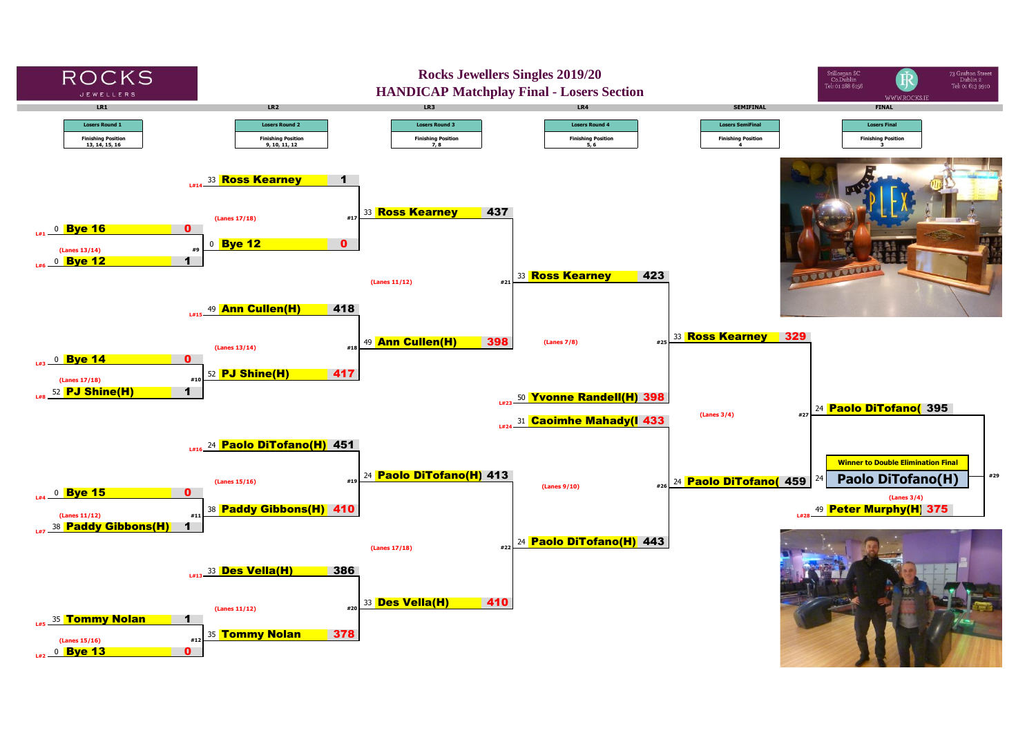# Rocks Jewellers Singles 2019/20

## HANDICAP Matchplay Final - Losers Section

ROCKS JEWELLERS

Stillorgan SC Co.Dublin Tel: 01 288 8156 | 73 Grafton Street Dublin 2 Tel: 01 613 9910 | WWW.ROCKS.IE

| LR1 | LR2 | LR3 | LR4 | SEMIFINAL | FINAL |
|---|---|---|---|---|---|
| Losers Round 1 | Losers Round 2 | Losers Round 3 | Losers Round 4 | Losers SemiFinal | Losers Final |
| Finishing Position 13, 14, 15, 16 | Finishing Position 9, 10, 11, 12 | Finishing Position 7, 8 | Finishing Position 5, 6 | Finishing Position 4 | Finishing Position 3 |

### Losers Round 1

| Match | Lanes | Hcp | Player | Score |
|---|---|---|---|---|
| #9 | (Lanes 13/14) | 0 | Bye 16 (L#1) | 0 |
| | | 0 | Bye 12 (L#6) | 1 |
| #10 | (Lanes 17/18) | 0 | Bye 14 (L#3) | 0 |
| | | 52 | PJ Shine(H) (L#8) | 1 |
| #11 | (Lanes 11/12) | 0 | Bye 15 (L#4) | 0 |
| | | 38 | Paddy Gibbons(H) (L#7) | 1 |
| #12 | (Lanes 15/16) | 35 | Tommy Nolan (L#5) | 1 |
| | | 0 | Bye 13 (L#2) | 0 |

### Losers Round 2

| Match | Lanes | Hcp | Player | Score |
|---|---|---|---|---|
| #17 | (Lanes 17/18) | 33 | Ross Kearney (L#14) | 1 |
| | | 0 | Bye 12 | 0 |
| #18 | (Lanes 13/14) | 49 | Ann Cullen(H) (L#15) | 418 |
| | | 52 | PJ Shine(H) | 417 |
| #19 | (Lanes 15/16) | 24 | Paolo DiTofano(H) (L#16) | 451 |
| | | 38 | Paddy Gibbons(H) | 410 |
| #20 | (Lanes 11/12) | 33 | Des Vella(H) (L#13) | 386 |
| | | 35 | Tommy Nolan | 378 |

### Losers Round 3

| Match | Lanes | Hcp | Player | Score |
|---|---|---|---|---|
| #21 | (Lanes 11/12) | 33 | Ross Kearney | 437 |
| | | 49 | Ann Cullen(H) | 398 |
| #22 | (Lanes 17/18) | 24 | Paolo DiTofano(H) | 413 |
| | | 33 | Des Vella(H) | 410 |

### Losers Round 4

| Match | Lanes | Hcp | Player | Score |
|---|---|---|---|---|
| #25 | (Lanes 7/8) | 33 | Ross Kearney | 423 |
| | | 50 | Yvonne Randell(H) (L#23) | 398 |
| #26 | (Lanes 9/10) | 31 | Caoimhe Mahady(I (L#24) | 433 |
| | | 24 | Paolo DiTofano(H) | 443 |

### Losers SemiFinal

| Match | Lanes | Hcp | Player | Score |
|---|---|---|---|---|
| #27 | (Lanes 3/4) | 33 | Ross Kearney | 329 |
| | | 24 | Paolo DiTofano( | 459 |

### Losers Final

| Match | Lanes | Hcp | Player | Score |
|---|---|---|---|---|
| #28 | (Lanes 3/4) | 24 | Paolo DiTofano( | 395 |
| | | 49 | Peter Murphy(H) (L#28) | 375 |

**Winner to Double Elimination Final** (#29)

24 Paolo DiTofano(H)